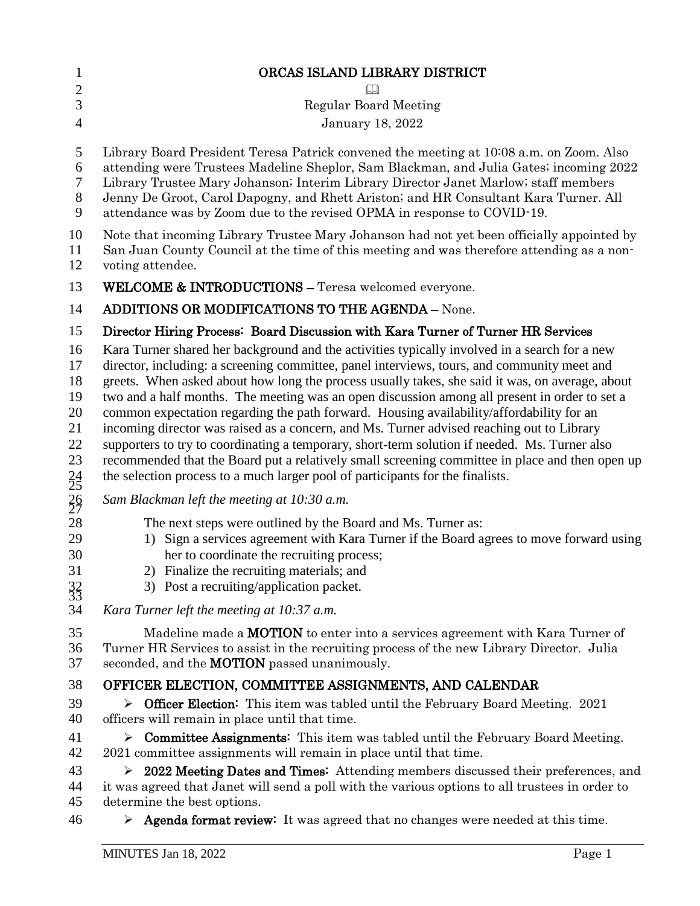# ORCAS ISLAND LIBRARY DISTRICT

Regular Board Meeting

January 18, 2022

Library Board President Teresa Patrick convened the meeting at 10:08 a.m. on Zoom. Also attending were Trustees Madeline Sheplor, Sam Blackman, and Julia Gates; incoming 2022 Library Trustee Mary Johanson; Interim Library Director Janet Marlow; staff members Jenny De Groot, Carol Dapogny, and Rhett Ariston; and HR Consultant Kara Turner. All attendance was by Zoom due to the revised OPMA in response to COVID-19.

Note that incoming Library Trustee Mary Johanson had not yet been officially appointed by San Juan County Council at the time of this meeting and was therefore attending as a non-voting attendee.

**WELCOME & INTRODUCTIONS –** Teresa welcomed everyone.

**ADDITIONS OR MODIFICATIONS TO THE AGENDA –** None.

**Director Hiring Process: Board Discussion with Kara Turner of Turner HR Services**

Kara Turner shared her background and the activities typically involved in a search for a new director, including: a screening committee, panel interviews, tours, and community meet and greets. When asked about how long the process usually takes, she said it was, on average, about two and a half months. The meeting was an open discussion among all present in order to set a common expectation regarding the path forward. Housing availability/affordability for an incoming director was raised as a concern, and Ms. Turner advised reaching out to Library supporters to try to coordinating a temporary, short-term solution if needed. Ms. Turner also recommended that the Board put a relatively small screening committee in place and then open up the selection process to a much larger pool of participants for the finalists.

*Sam Blackman left the meeting at 10:30 a.m.*

The next steps were outlined by the Board and Ms. Turner as:

1) Sign a services agreement with Kara Turner if the Board agrees to move forward using her to coordinate the recruiting process;
2) Finalize the recruiting materials; and
3) Post a recruiting/application packet.

*Kara Turner left the meeting at 10:37 a.m.*

Madeline made a **MOTION** to enter into a services agreement with Kara Turner of Turner HR Services to assist in the recruiting process of the new Library Director. Julia seconded, and the **MOTION** passed unanimously.

**OFFICER ELECTION, COMMITTEE ASSIGNMENTS, AND CALENDAR**

- **Officer Election:** This item was tabled until the February Board Meeting. 2021 officers will remain in place until that time.
- **Committee Assignments:** This item was tabled until the February Board Meeting. 2021 committee assignments will remain in place until that time.
- **2022 Meeting Dates and Times:** Attending members discussed their preferences, and it was agreed that Janet will send a poll with the various options to all trustees in order to determine the best options.
- **Agenda format review:** It was agreed that no changes were needed at this time.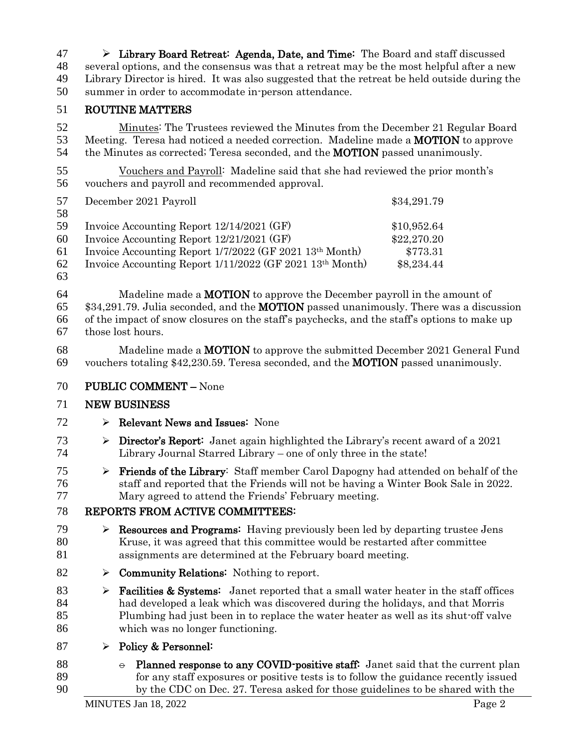- **Library Board Retreat: Agenda, Date, and Time:** The Board and staff discussed several options, and the consensus was that a retreat may be the most helpful after a new Library Director is hired. It was also suggested that the retreat be held outside during the summer in order to accommodate in-person attendance.

## ROUTINE MATTERS

Minutes: The Trustees reviewed the Minutes from the December 21 Regular Board Meeting. Teresa had noticed a needed correction. Madeline made a **MOTION** to approve the Minutes as corrected; Teresa seconded, and the **MOTION** passed unanimously.

Vouchers and Payroll: Madeline said that she had reviewed the prior month's vouchers and payroll and recommended approval.

| | |
|---|---|
| December 2021 Payroll | $34,291.79 |
| | |
| Invoice Accounting Report 12/14/2021 (GF) | $10,952.64 |
| Invoice Accounting Report 12/21/2021 (GF) | $22,270.20 |
| Invoice Accounting Report 1/7/2022 (GF 2021 13th Month) | $773.31 |
| Invoice Accounting Report 1/11/2022 (GF 2021 13th Month) | $8,234.44 |

Madeline made a **MOTION** to approve the December payroll in the amount of $34,291.79. Julia seconded, and the **MOTION** passed unanimously. There was a discussion of the impact of snow closures on the staff's paychecks, and the staff's options to make up those lost hours.

Madeline made a **MOTION** to approve the submitted December 2021 General Fund vouchers totaling $42,230.59. Teresa seconded, and the **MOTION** passed unanimously.

## PUBLIC COMMENT – None

## NEW BUSINESS

- **Relevant News and Issues:** None
- **Director's Report:** Janet again highlighted the Library's recent award of a 2021 Library Journal Starred Library – one of only three in the state!
- **Friends of the Library**: Staff member Carol Dapogny had attended on behalf of the staff and reported that the Friends will not be having a Winter Book Sale in 2022. Mary agreed to attend the Friends' February meeting.

## REPORTS FROM ACTIVE COMMITTEES:

- **Resources and Programs:** Having previously been led by departing trustee Jens Kruse, it was agreed that this committee would be restarted after committee assignments are determined at the February board meeting.
- **Community Relations:** Nothing to report.
- **Facilities & Systems:** Janet reported that a small water heater in the staff offices had developed a leak which was discovered during the holidays, and that Morris Plumbing had just been in to replace the water heater as well as its shut-off valve which was no longer functioning.
- **Policy & Personnel:**
  - **Planned response to any COVID-positive staff:** Janet said that the current plan for any staff exposures or positive tests is to follow the guidance recently issued by the CDC on Dec. 27. Teresa asked for those guidelines to be shared with the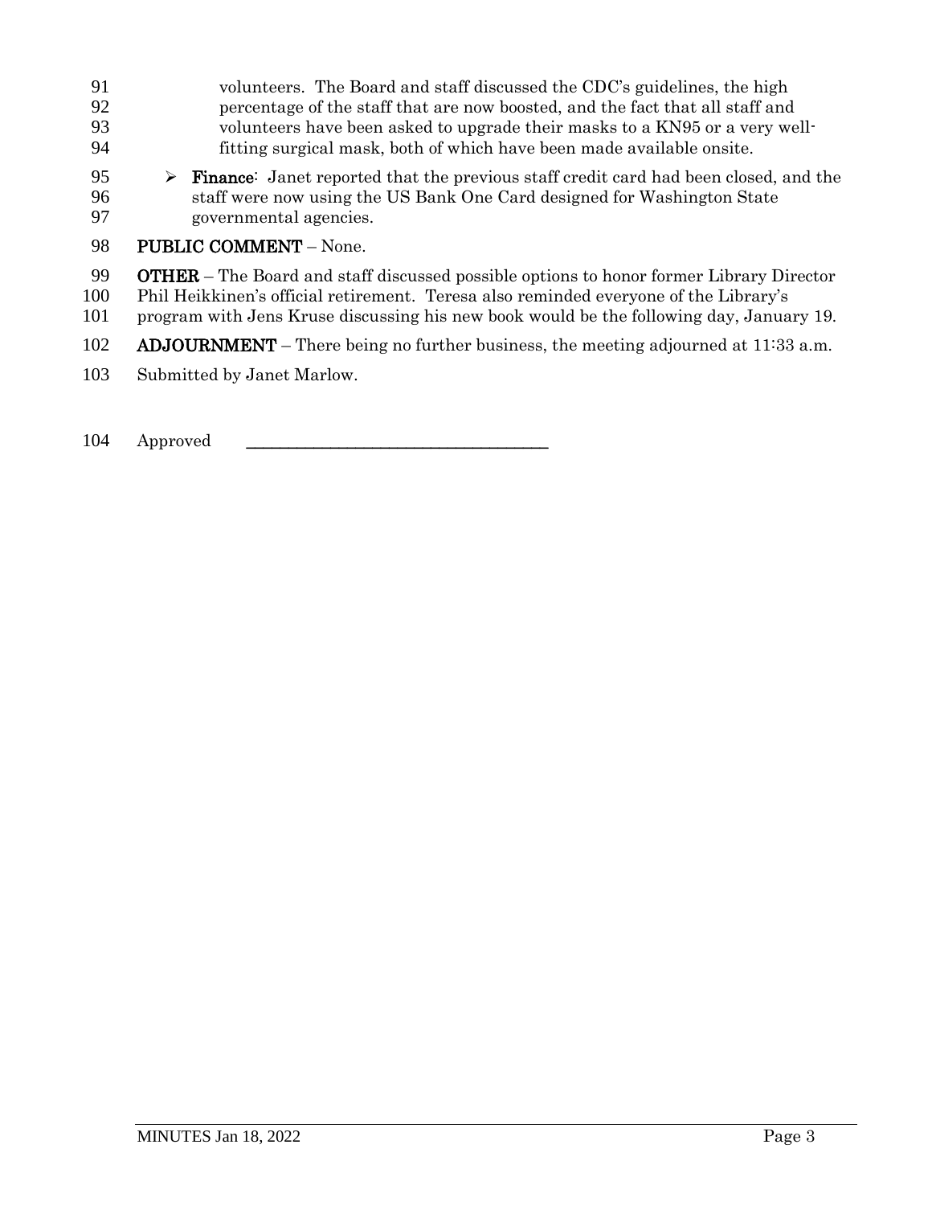volunteers. The Board and staff discussed the CDC's guidelines, the high percentage of the staff that are now boosted, and the fact that all staff and volunteers have been asked to upgrade their masks to a KN95 or a very well-fitting surgical mask, both of which have been made available onsite.

- **Finance**: Janet reported that the previous staff credit card had been closed, and the staff were now using the US Bank One Card designed for Washington State governmental agencies.

**PUBLIC COMMENT** – None.

**OTHER** – The Board and staff discussed possible options to honor former Library Director Phil Heikkinen's official retirement. Teresa also reminded everyone of the Library's program with Jens Kruse discussing his new book would be the following day, January 19.

**ADJOURNMENT** – There being no further business, the meeting adjourned at 11:33 a.m.

Submitted by Janet Marlow.

Approved \_\_\_\_\_\_\_\_\_\_\_\_\_\_\_\_\_\_\_\_\_\_\_\_\_\_\_\_\_\_\_\_\_\_\_\_